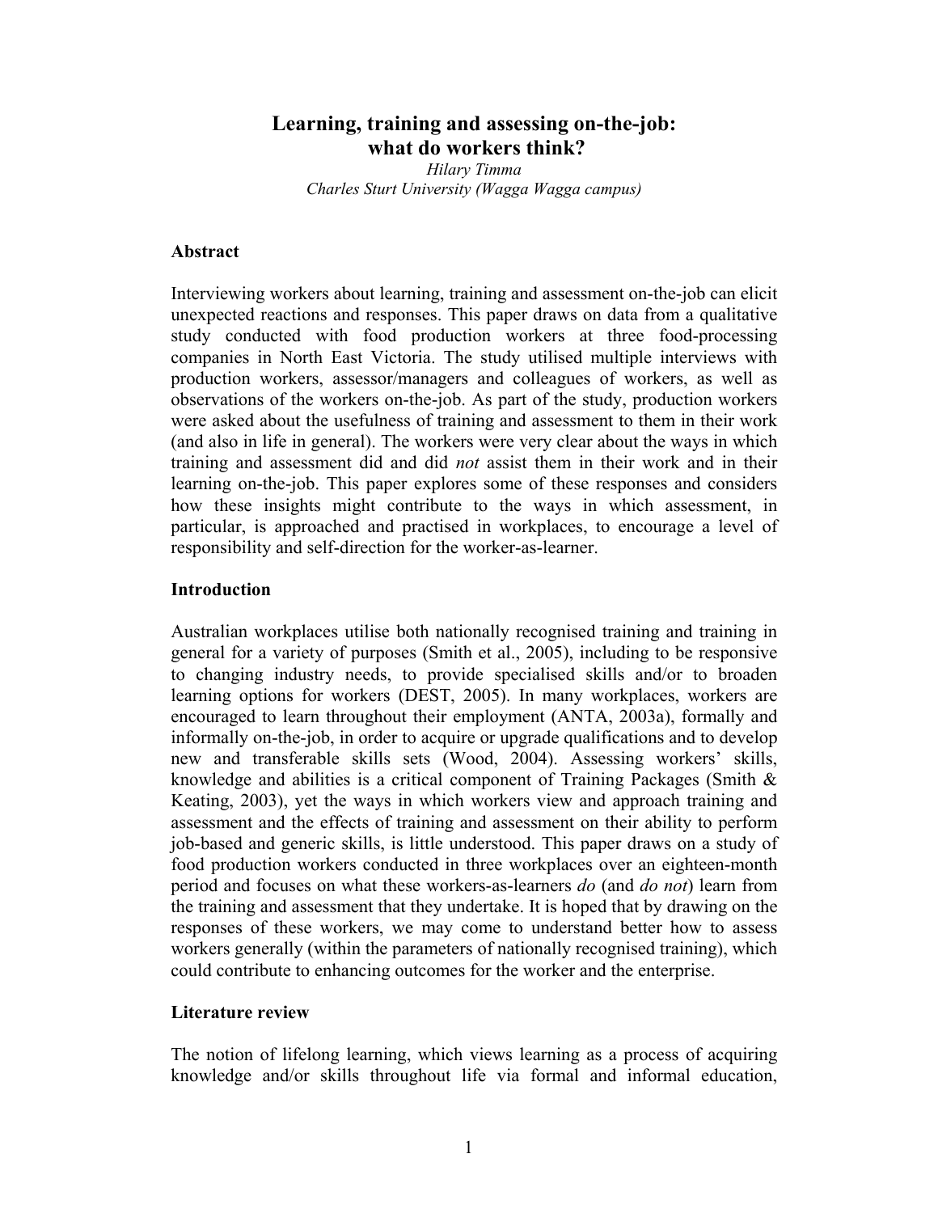# Learning, training and assessing on-the-job: what do workers think?

*Hilary Timma*
*Charles Sturt University (Wagga Wagga campus)*

## Abstract

Interviewing workers about learning, training and assessment on-the-job can elicit unexpected reactions and responses. This paper draws on data from a qualitative study conducted with food production workers at three food-processing companies in North East Victoria. The study utilised multiple interviews with production workers, assessor/managers and colleagues of workers, as well as observations of the workers on-the-job. As part of the study, production workers were asked about the usefulness of training and assessment to them in their work (and also in life in general). The workers were very clear about the ways in which training and assessment did and did *not* assist them in their work and in their learning on-the-job. This paper explores some of these responses and considers how these insights might contribute to the ways in which assessment, in particular, is approached and practised in workplaces, to encourage a level of responsibility and self-direction for the worker-as-learner.

## Introduction

Australian workplaces utilise both nationally recognised training and training in general for a variety of purposes (Smith et al., 2005), including to be responsive to changing industry needs, to provide specialised skills and/or to broaden learning options for workers (DEST, 2005). In many workplaces, workers are encouraged to learn throughout their employment (ANTA, 2003a), formally and informally on-the-job, in order to acquire or upgrade qualifications and to develop new and transferable skills sets (Wood, 2004). Assessing workers' skills, knowledge and abilities is a critical component of Training Packages (Smith & Keating, 2003), yet the ways in which workers view and approach training and assessment and the effects of training and assessment on their ability to perform job-based and generic skills, is little understood. This paper draws on a study of food production workers conducted in three workplaces over an eighteen-month period and focuses on what these workers-as-learners *do* (and *do not*) learn from the training and assessment that they undertake. It is hoped that by drawing on the responses of these workers, we may come to understand better how to assess workers generally (within the parameters of nationally recognised training), which could contribute to enhancing outcomes for the worker and the enterprise.

## Literature review

The notion of lifelong learning, which views learning as a process of acquiring knowledge and/or skills throughout life via formal and informal education,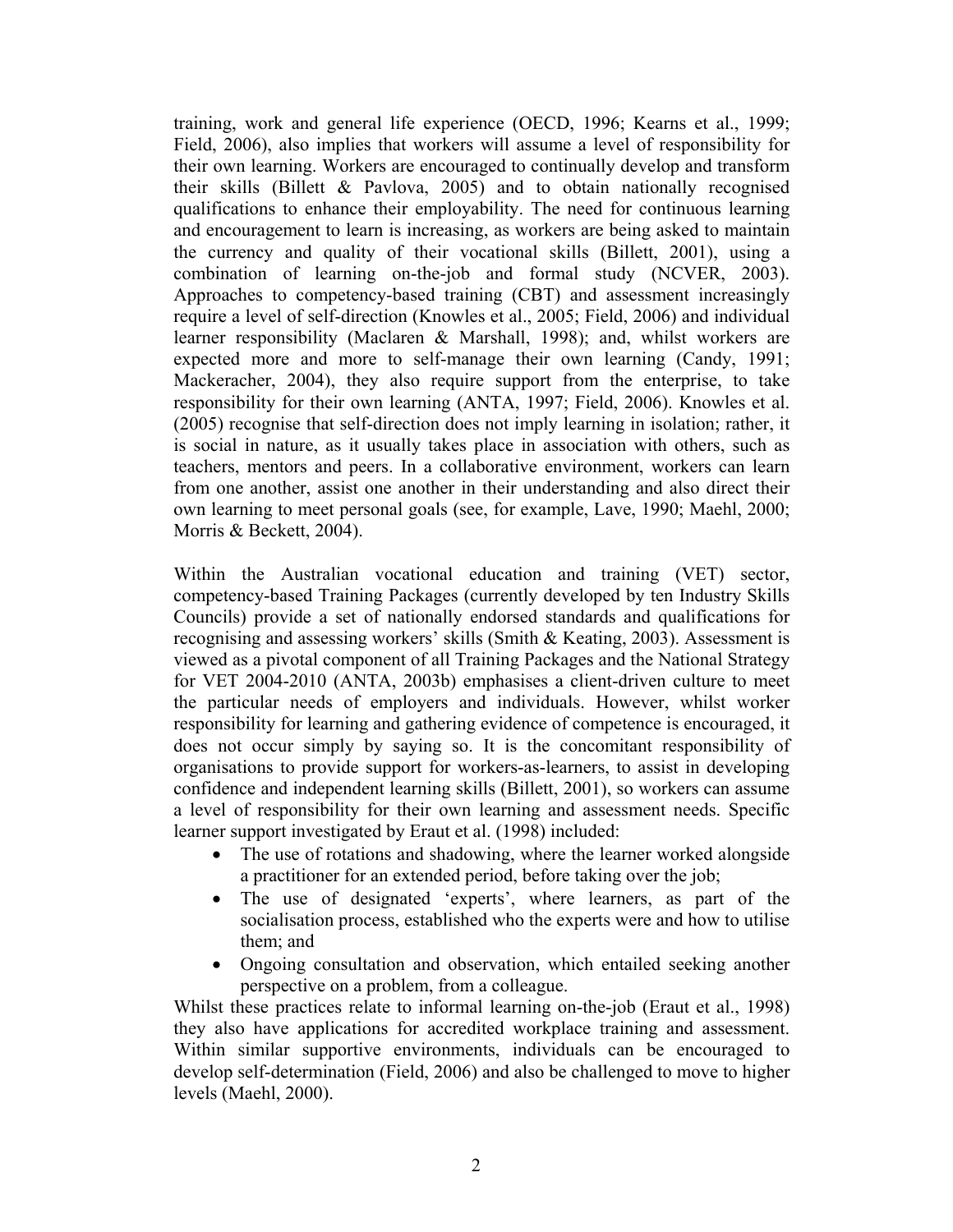training, work and general life experience (OECD, 1996; Kearns et al., 1999; Field, 2006), also implies that workers will assume a level of responsibility for their own learning. Workers are encouraged to continually develop and transform their skills (Billett & Pavlova, 2005) and to obtain nationally recognised qualifications to enhance their employability. The need for continuous learning and encouragement to learn is increasing, as workers are being asked to maintain the currency and quality of their vocational skills (Billett, 2001), using a combination of learning on-the-job and formal study (NCVER, 2003). Approaches to competency-based training (CBT) and assessment increasingly require a level of self-direction (Knowles et al., 2005; Field, 2006) and individual learner responsibility (Maclaren & Marshall, 1998); and, whilst workers are expected more and more to self-manage their own learning (Candy, 1991; Mackeracher, 2004), they also require support from the enterprise, to take responsibility for their own learning (ANTA, 1997; Field, 2006). Knowles et al. (2005) recognise that self-direction does not imply learning in isolation; rather, it is social in nature, as it usually takes place in association with others, such as teachers, mentors and peers. In a collaborative environment, workers can learn from one another, assist one another in their understanding and also direct their own learning to meet personal goals (see, for example, Lave, 1990; Maehl, 2000; Morris & Beckett, 2004).

Within the Australian vocational education and training (VET) sector, competency-based Training Packages (currently developed by ten Industry Skills Councils) provide a set of nationally endorsed standards and qualifications for recognising and assessing workers' skills (Smith & Keating, 2003). Assessment is viewed as a pivotal component of all Training Packages and the National Strategy for VET 2004-2010 (ANTA, 2003b) emphasises a client-driven culture to meet the particular needs of employers and individuals. However, whilst worker responsibility for learning and gathering evidence of competence is encouraged, it does not occur simply by saying so. It is the concomitant responsibility of organisations to provide support for workers-as-learners, to assist in developing confidence and independent learning skills (Billett, 2001), so workers can assume a level of responsibility for their own learning and assessment needs. Specific learner support investigated by Eraut et al. (1998) included:

- The use of rotations and shadowing, where the learner worked alongside a practitioner for an extended period, before taking over the job;
- The use of designated 'experts', where learners, as part of the socialisation process, established who the experts were and how to utilise them; and
- Ongoing consultation and observation, which entailed seeking another perspective on a problem, from a colleague.

Whilst these practices relate to informal learning on-the-job (Eraut et al., 1998) they also have applications for accredited workplace training and assessment. Within similar supportive environments, individuals can be encouraged to develop self-determination (Field, 2006) and also be challenged to move to higher levels (Maehl, 2000).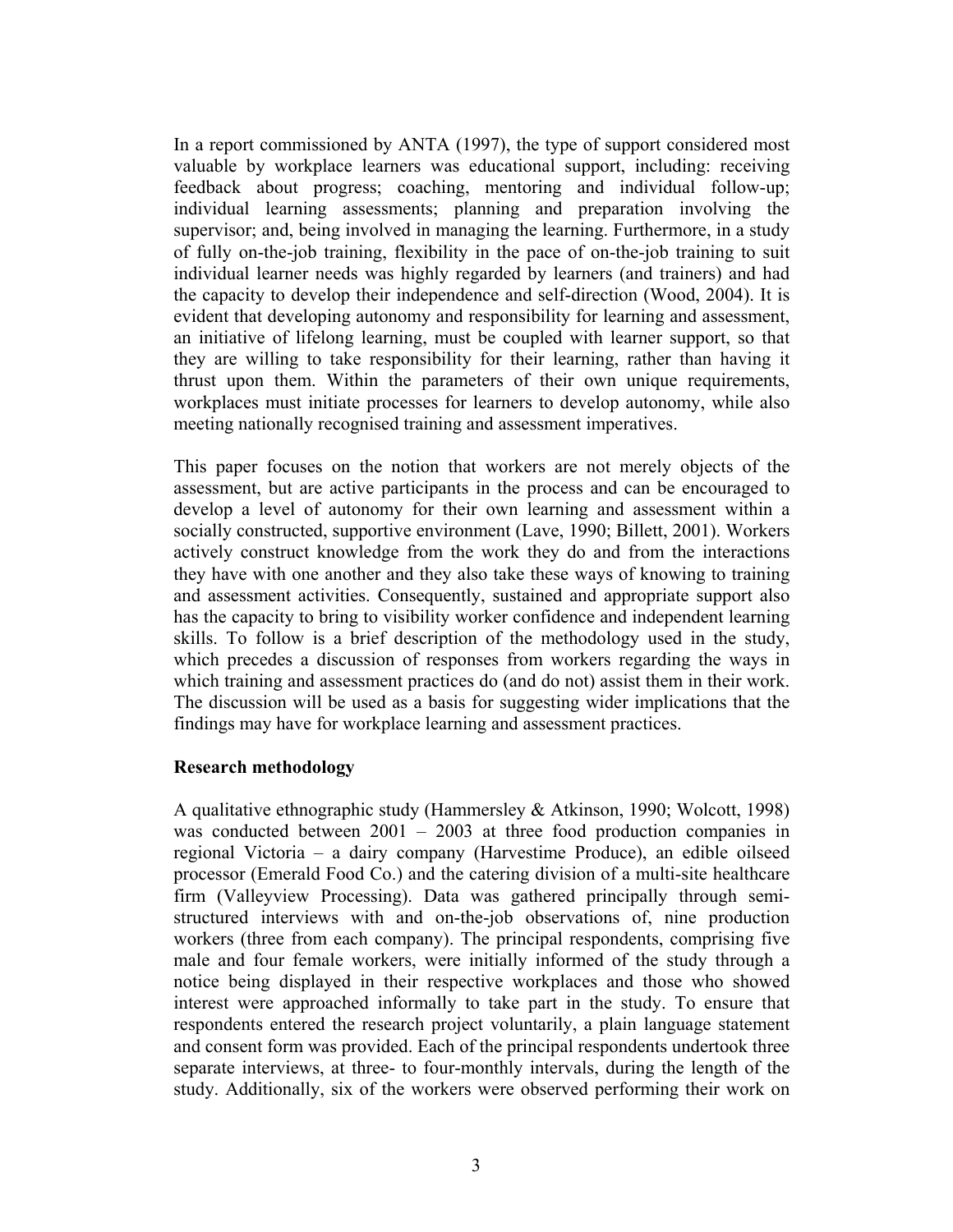In a report commissioned by ANTA (1997), the type of support considered most valuable by workplace learners was educational support, including: receiving feedback about progress; coaching, mentoring and individual follow-up; individual learning assessments; planning and preparation involving the supervisor; and, being involved in managing the learning. Furthermore, in a study of fully on-the-job training, flexibility in the pace of on-the-job training to suit individual learner needs was highly regarded by learners (and trainers) and had the capacity to develop their independence and self-direction (Wood, 2004). It is evident that developing autonomy and responsibility for learning and assessment, an initiative of lifelong learning, must be coupled with learner support, so that they are willing to take responsibility for their learning, rather than having it thrust upon them. Within the parameters of their own unique requirements, workplaces must initiate processes for learners to develop autonomy, while also meeting nationally recognised training and assessment imperatives.

This paper focuses on the notion that workers are not merely objects of the assessment, but are active participants in the process and can be encouraged to develop a level of autonomy for their own learning and assessment within a socially constructed, supportive environment (Lave, 1990; Billett, 2001). Workers actively construct knowledge from the work they do and from the interactions they have with one another and they also take these ways of knowing to training and assessment activities. Consequently, sustained and appropriate support also has the capacity to bring to visibility worker confidence and independent learning skills. To follow is a brief description of the methodology used in the study, which precedes a discussion of responses from workers regarding the ways in which training and assessment practices do (and do not) assist them in their work. The discussion will be used as a basis for suggesting wider implications that the findings may have for workplace learning and assessment practices.

**Research methodology**

A qualitative ethnographic study (Hammersley & Atkinson, 1990; Wolcott, 1998) was conducted between 2001 – 2003 at three food production companies in regional Victoria – a dairy company (Harvestime Produce), an edible oilseed processor (Emerald Food Co.) and the catering division of a multi-site healthcare firm (Valleyview Processing). Data was gathered principally through semi-structured interviews with and on-the-job observations of, nine production workers (three from each company). The principal respondents, comprising five male and four female workers, were initially informed of the study through a notice being displayed in their respective workplaces and those who showed interest were approached informally to take part in the study. To ensure that respondents entered the research project voluntarily, a plain language statement and consent form was provided. Each of the principal respondents undertook three separate interviews, at three- to four-monthly intervals, during the length of the study. Additionally, six of the workers were observed performing their work on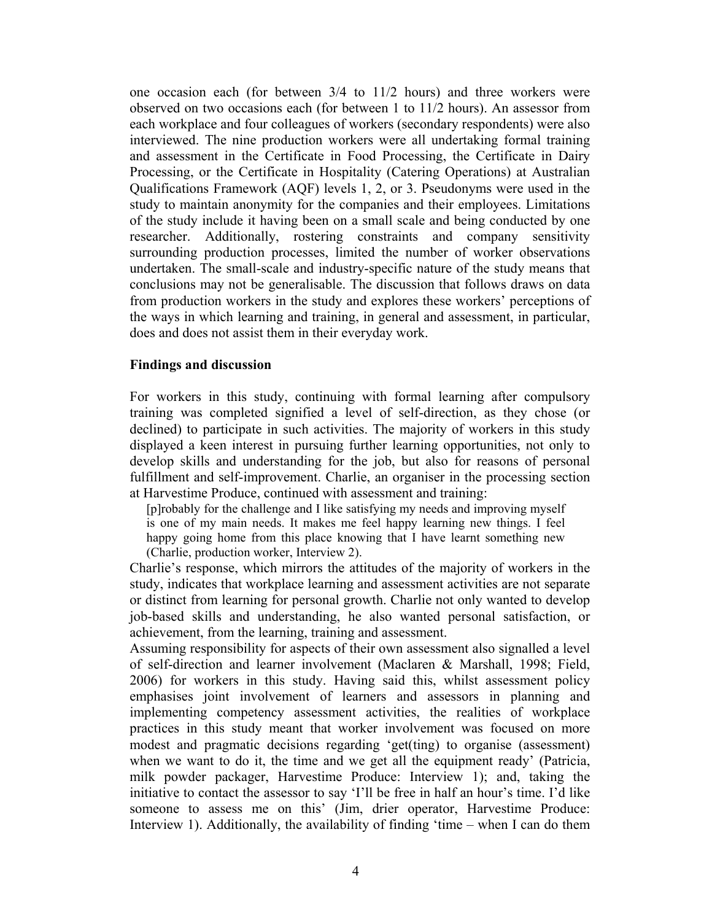one occasion each (for between 3/4 to 11/2 hours) and three workers were observed on two occasions each (for between 1 to 11/2 hours). An assessor from each workplace and four colleagues of workers (secondary respondents) were also interviewed. The nine production workers were all undertaking formal training and assessment in the Certificate in Food Processing, the Certificate in Dairy Processing, or the Certificate in Hospitality (Catering Operations) at Australian Qualifications Framework (AQF) levels 1, 2, or 3. Pseudonyms were used in the study to maintain anonymity for the companies and their employees. Limitations of the study include it having been on a small scale and being conducted by one researcher. Additionally, rostering constraints and company sensitivity surrounding production processes, limited the number of worker observations undertaken. The small-scale and industry-specific nature of the study means that conclusions may not be generalisable. The discussion that follows draws on data from production workers in the study and explores these workers' perceptions of the ways in which learning and training, in general and assessment, in particular, does and does not assist them in their everyday work.

## Findings and discussion

For workers in this study, continuing with formal learning after compulsory training was completed signified a level of self-direction, as they chose (or declined) to participate in such activities. The majority of workers in this study displayed a keen interest in pursuing further learning opportunities, not only to develop skills and understanding for the job, but also for reasons of personal fulfillment and self-improvement. Charlie, an organiser in the processing section at Harvestime Produce, continued with assessment and training:

> [p]robably for the challenge and I like satisfying my needs and improving myself is one of my main needs. It makes me feel happy learning new things. I feel happy going home from this place knowing that I have learnt something new (Charlie, production worker, Interview 2).

Charlie's response, which mirrors the attitudes of the majority of workers in the study, indicates that workplace learning and assessment activities are not separate or distinct from learning for personal growth. Charlie not only wanted to develop job-based skills and understanding, he also wanted personal satisfaction, or achievement, from the learning, training and assessment.

Assuming responsibility for aspects of their own assessment also signalled a level of self-direction and learner involvement (Maclaren & Marshall, 1998; Field, 2006) for workers in this study. Having said this, whilst assessment policy emphasises joint involvement of learners and assessors in planning and implementing competency assessment activities, the realities of workplace practices in this study meant that worker involvement was focused on more modest and pragmatic decisions regarding 'get(ting) to organise (assessment) when we want to do it, the time and we get all the equipment ready' (Patricia, milk powder packager, Harvestime Produce: Interview 1); and, taking the initiative to contact the assessor to say 'I'll be free in half an hour's time. I'd like someone to assess me on this' (Jim, drier operator, Harvestime Produce: Interview 1). Additionally, the availability of finding 'time – when I can do them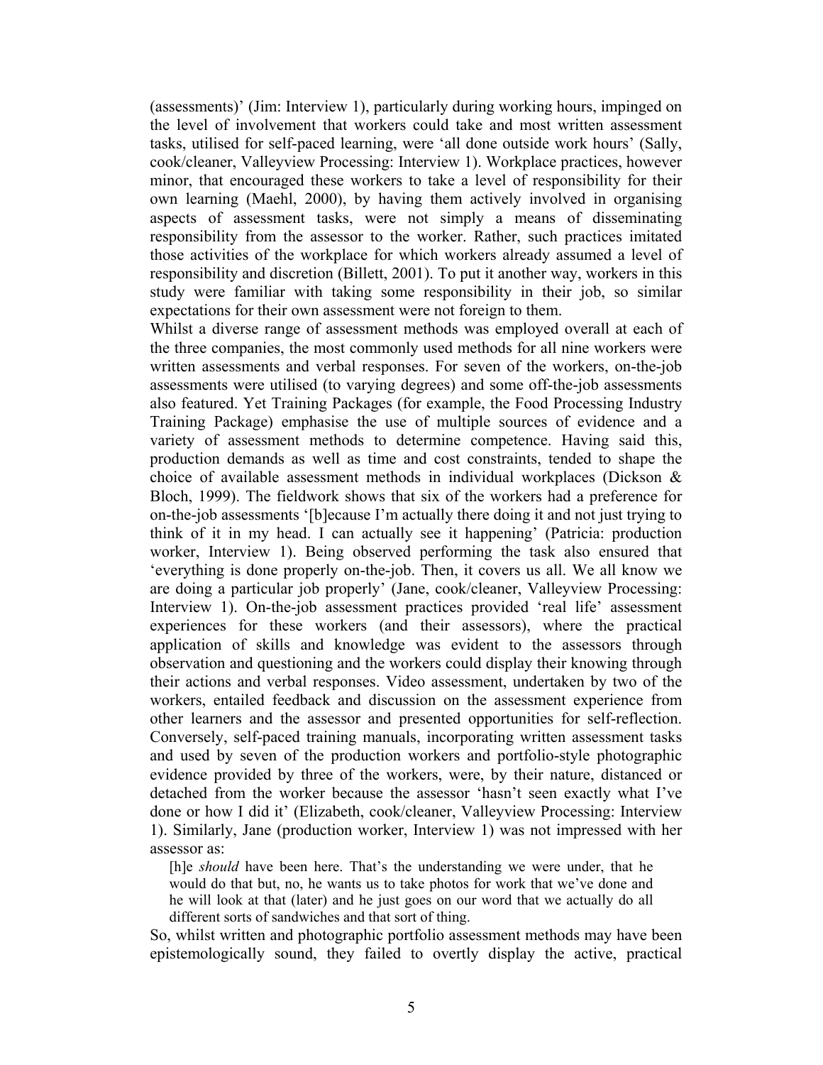(assessments)' (Jim: Interview 1), particularly during working hours, impinged on the level of involvement that workers could take and most written assessment tasks, utilised for self-paced learning, were 'all done outside work hours' (Sally, cook/cleaner, Valleyview Processing: Interview 1). Workplace practices, however minor, that encouraged these workers to take a level of responsibility for their own learning (Maehl, 2000), by having them actively involved in organising aspects of assessment tasks, were not simply a means of disseminating responsibility from the assessor to the worker. Rather, such practices imitated those activities of the workplace for which workers already assumed a level of responsibility and discretion (Billett, 2001). To put it another way, workers in this study were familiar with taking some responsibility in their job, so similar expectations for their own assessment were not foreign to them.

Whilst a diverse range of assessment methods was employed overall at each of the three companies, the most commonly used methods for all nine workers were written assessments and verbal responses. For seven of the workers, on-the-job assessments were utilised (to varying degrees) and some off-the-job assessments also featured. Yet Training Packages (for example, the Food Processing Industry Training Package) emphasise the use of multiple sources of evidence and a variety of assessment methods to determine competence. Having said this, production demands as well as time and cost constraints, tended to shape the choice of available assessment methods in individual workplaces (Dickson & Bloch, 1999). The fieldwork shows that six of the workers had a preference for on-the-job assessments '[b]ecause I'm actually there doing it and not just trying to think of it in my head. I can actually see it happening' (Patricia: production worker, Interview 1). Being observed performing the task also ensured that 'everything is done properly on-the-job. Then, it covers us all. We all know we are doing a particular job properly' (Jane, cook/cleaner, Valleyview Processing: Interview 1). On-the-job assessment practices provided 'real life' assessment experiences for these workers (and their assessors), where the practical application of skills and knowledge was evident to the assessors through observation and questioning and the workers could display their knowing through their actions and verbal responses. Video assessment, undertaken by two of the workers, entailed feedback and discussion on the assessment experience from other learners and the assessor and presented opportunities for self-reflection. Conversely, self-paced training manuals, incorporating written assessment tasks and used by seven of the production workers and portfolio-style photographic evidence provided by three of the workers, were, by their nature, distanced or detached from the worker because the assessor 'hasn't seen exactly what I've done or how I did it' (Elizabeth, cook/cleaner, Valleyview Processing: Interview 1). Similarly, Jane (production worker, Interview 1) was not impressed with her assessor as:

> [h]e *should* have been here. That's the understanding we were under, that he would do that but, no, he wants us to take photos for work that we've done and he will look at that (later) and he just goes on our word that we actually do all different sorts of sandwiches and that sort of thing.

So, whilst written and photographic portfolio assessment methods may have been epistemologically sound, they failed to overtly display the active, practical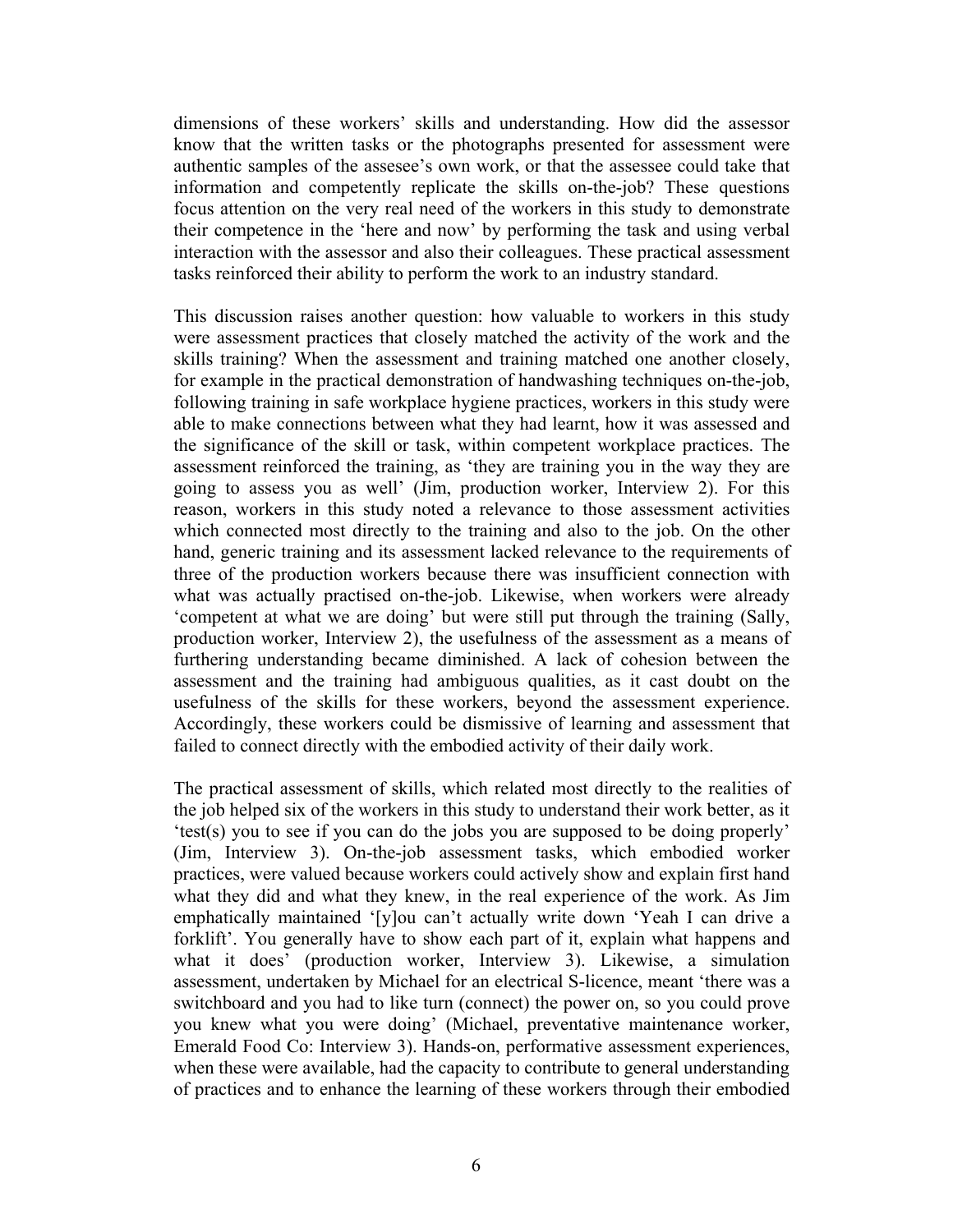dimensions of these workers' skills and understanding. How did the assessor know that the written tasks or the photographs presented for assessment were authentic samples of the assesee's own work, or that the assessee could take that information and competently replicate the skills on-the-job? These questions focus attention on the very real need of the workers in this study to demonstrate their competence in the 'here and now' by performing the task and using verbal interaction with the assessor and also their colleagues. These practical assessment tasks reinforced their ability to perform the work to an industry standard.

This discussion raises another question: how valuable to workers in this study were assessment practices that closely matched the activity of the work and the skills training? When the assessment and training matched one another closely, for example in the practical demonstration of handwashing techniques on-the-job, following training in safe workplace hygiene practices, workers in this study were able to make connections between what they had learnt, how it was assessed and the significance of the skill or task, within competent workplace practices. The assessment reinforced the training, as 'they are training you in the way they are going to assess you as well' (Jim, production worker, Interview 2). For this reason, workers in this study noted a relevance to those assessment activities which connected most directly to the training and also to the job. On the other hand, generic training and its assessment lacked relevance to the requirements of three of the production workers because there was insufficient connection with what was actually practised on-the-job. Likewise, when workers were already 'competent at what we are doing' but were still put through the training (Sally, production worker, Interview 2), the usefulness of the assessment as a means of furthering understanding became diminished. A lack of cohesion between the assessment and the training had ambiguous qualities, as it cast doubt on the usefulness of the skills for these workers, beyond the assessment experience. Accordingly, these workers could be dismissive of learning and assessment that failed to connect directly with the embodied activity of their daily work.

The practical assessment of skills, which related most directly to the realities of the job helped six of the workers in this study to understand their work better, as it 'test(s) you to see if you can do the jobs you are supposed to be doing properly' (Jim, Interview 3). On-the-job assessment tasks, which embodied worker practices, were valued because workers could actively show and explain first hand what they did and what they knew, in the real experience of the work. As Jim emphatically maintained '[y]ou can't actually write down 'Yeah I can drive a forklift'. You generally have to show each part of it, explain what happens and what it does' (production worker, Interview 3). Likewise, a simulation assessment, undertaken by Michael for an electrical S-licence, meant 'there was a switchboard and you had to like turn (connect) the power on, so you could prove you knew what you were doing' (Michael, preventative maintenance worker, Emerald Food Co: Interview 3). Hands-on, performative assessment experiences, when these were available, had the capacity to contribute to general understanding of practices and to enhance the learning of these workers through their embodied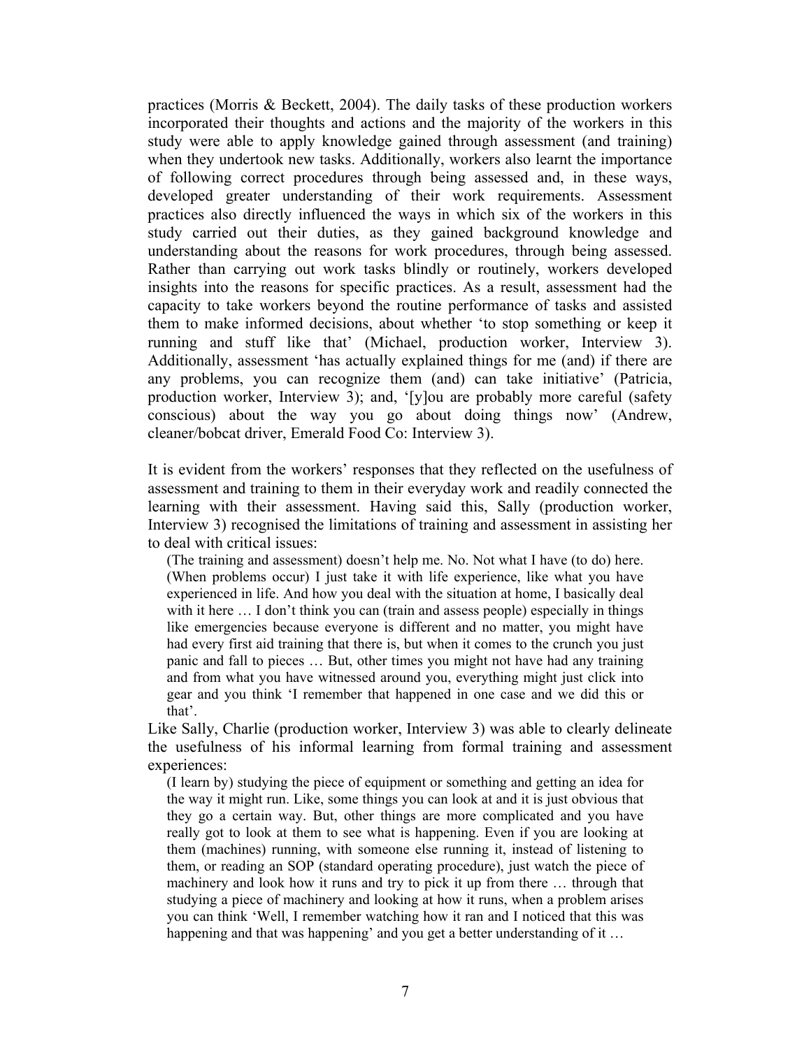practices (Morris & Beckett, 2004). The daily tasks of these production workers incorporated their thoughts and actions and the majority of the workers in this study were able to apply knowledge gained through assessment (and training) when they undertook new tasks. Additionally, workers also learnt the importance of following correct procedures through being assessed and, in these ways, developed greater understanding of their work requirements. Assessment practices also directly influenced the ways in which six of the workers in this study carried out their duties, as they gained background knowledge and understanding about the reasons for work procedures, through being assessed. Rather than carrying out work tasks blindly or routinely, workers developed insights into the reasons for specific practices. As a result, assessment had the capacity to take workers beyond the routine performance of tasks and assisted them to make informed decisions, about whether 'to stop something or keep it running and stuff like that' (Michael, production worker, Interview 3). Additionally, assessment 'has actually explained things for me (and) if there are any problems, you can recognize them (and) can take initiative' (Patricia, production worker, Interview 3); and, '[y]ou are probably more careful (safety conscious) about the way you go about doing things now' (Andrew, cleaner/bobcat driver, Emerald Food Co: Interview 3).

It is evident from the workers' responses that they reflected on the usefulness of assessment and training to them in their everyday work and readily connected the learning with their assessment. Having said this, Sally (production worker, Interview 3) recognised the limitations of training and assessment in assisting her to deal with critical issues:

> (The training and assessment) doesn't help me. No. Not what I have (to do) here. (When problems occur) I just take it with life experience, like what you have experienced in life. And how you deal with the situation at home, I basically deal with it here … I don't think you can (train and assess people) especially in things like emergencies because everyone is different and no matter, you might have had every first aid training that there is, but when it comes to the crunch you just panic and fall to pieces … But, other times you might not have had any training and from what you have witnessed around you, everything might just click into gear and you think 'I remember that happened in one case and we did this or that'.

Like Sally, Charlie (production worker, Interview 3) was able to clearly delineate the usefulness of his informal learning from formal training and assessment experiences:

> (I learn by) studying the piece of equipment or something and getting an idea for the way it might run. Like, some things you can look at and it is just obvious that they go a certain way. But, other things are more complicated and you have really got to look at them to see what is happening. Even if you are looking at them (machines) running, with someone else running it, instead of listening to them, or reading an SOP (standard operating procedure), just watch the piece of machinery and look how it runs and try to pick it up from there … through that studying a piece of machinery and looking at how it runs, when a problem arises you can think 'Well, I remember watching how it ran and I noticed that this was happening and that was happening' and you get a better understanding of it …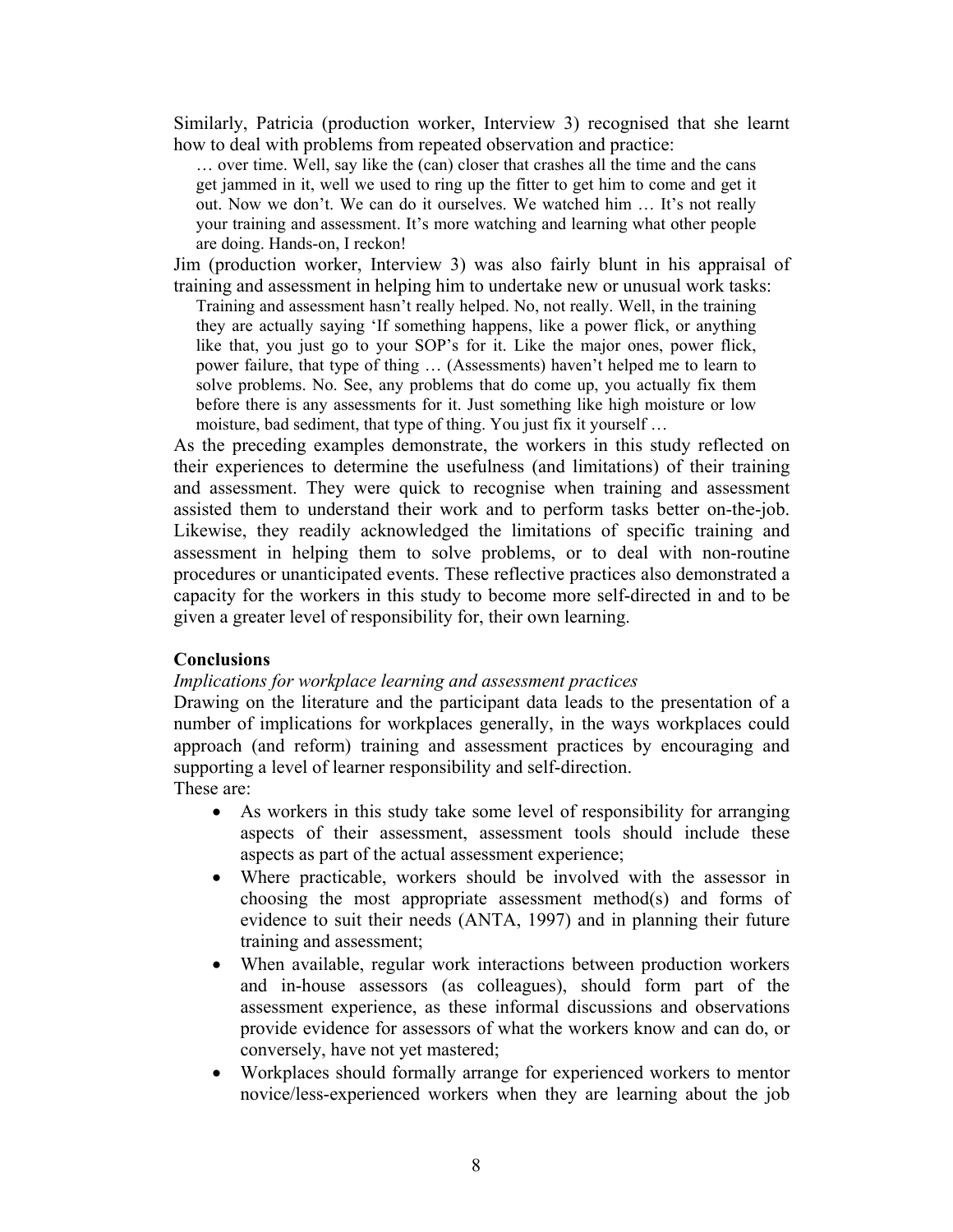Similarly, Patricia (production worker, Interview 3) recognised that she learnt how to deal with problems from repeated observation and practice:

> … over time. Well, say like the (can) closer that crashes all the time and the cans get jammed in it, well we used to ring up the fitter to get him to come and get it out. Now we don't. We can do it ourselves. We watched him … It's not really your training and assessment. It's more watching and learning what other people are doing. Hands-on, I reckon!

Jim (production worker, Interview 3) was also fairly blunt in his appraisal of training and assessment in helping him to undertake new or unusual work tasks:

> Training and assessment hasn't really helped. No, not really. Well, in the training they are actually saying 'If something happens, like a power flick, or anything like that, you just go to your SOP's for it. Like the major ones, power flick, power failure, that type of thing … (Assessments) haven't helped me to learn to solve problems. No. See, any problems that do come up, you actually fix them before there is any assessments for it. Just something like high moisture or low moisture, bad sediment, that type of thing. You just fix it yourself …

As the preceding examples demonstrate, the workers in this study reflected on their experiences to determine the usefulness (and limitations) of their training and assessment. They were quick to recognise when training and assessment assisted them to understand their work and to perform tasks better on-the-job. Likewise, they readily acknowledged the limitations of specific training and assessment in helping them to solve problems, or to deal with non-routine procedures or unanticipated events. These reflective practices also demonstrated a capacity for the workers in this study to become more self-directed in and to be given a greater level of responsibility for, their own learning.

## Conclusions

### *Implications for workplace learning and assessment practices*

Drawing on the literature and the participant data leads to the presentation of a number of implications for workplaces generally, in the ways workplaces could approach (and reform) training and assessment practices by encouraging and supporting a level of learner responsibility and self-direction.

These are:

- As workers in this study take some level of responsibility for arranging aspects of their assessment, assessment tools should include these aspects as part of the actual assessment experience;
- Where practicable, workers should be involved with the assessor in choosing the most appropriate assessment method(s) and forms of evidence to suit their needs (ANTA, 1997) and in planning their future training and assessment;
- When available, regular work interactions between production workers and in-house assessors (as colleagues), should form part of the assessment experience, as these informal discussions and observations provide evidence for assessors of what the workers know and can do, or conversely, have not yet mastered;
- Workplaces should formally arrange for experienced workers to mentor novice/less-experienced workers when they are learning about the job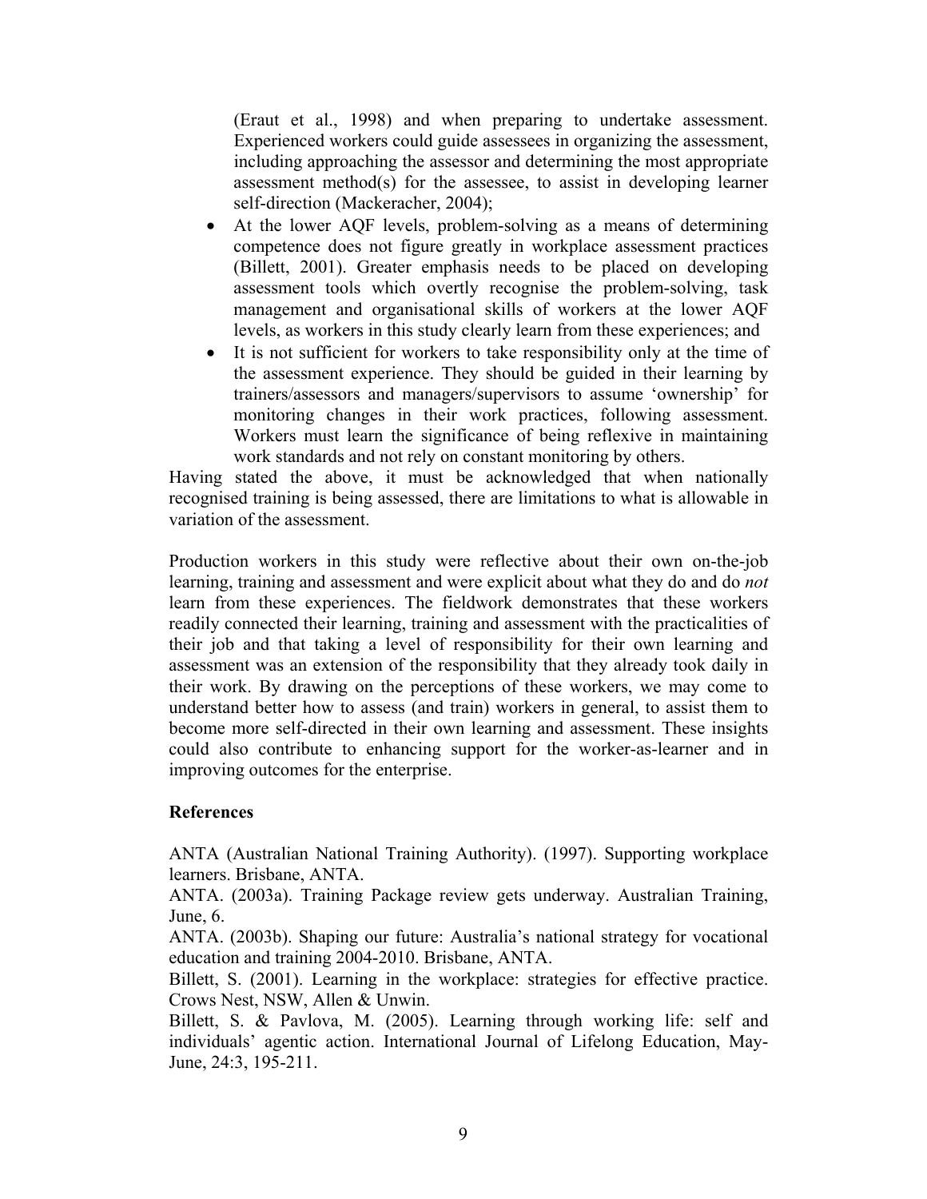(Eraut et al., 1998) and when preparing to undertake assessment. Experienced workers could guide assessees in organizing the assessment, including approaching the assessor and determining the most appropriate assessment method(s) for the assessee, to assist in developing learner self-direction (Mackeracher, 2004);

- At the lower AQF levels, problem-solving as a means of determining competence does not figure greatly in workplace assessment practices (Billett, 2001). Greater emphasis needs to be placed on developing assessment tools which overtly recognise the problem-solving, task management and organisational skills of workers at the lower AQF levels, as workers in this study clearly learn from these experiences; and
- It is not sufficient for workers to take responsibility only at the time of the assessment experience. They should be guided in their learning by trainers/assessors and managers/supervisors to assume 'ownership' for monitoring changes in their work practices, following assessment. Workers must learn the significance of being reflexive in maintaining work standards and not rely on constant monitoring by others.

Having stated the above, it must be acknowledged that when nationally recognised training is being assessed, there are limitations to what is allowable in variation of the assessment.

Production workers in this study were reflective about their own on-the-job learning, training and assessment and were explicit about what they do and do *not* learn from these experiences. The fieldwork demonstrates that these workers readily connected their learning, training and assessment with the practicalities of their job and that taking a level of responsibility for their own learning and assessment was an extension of the responsibility that they already took daily in their work. By drawing on the perceptions of these workers, we may come to understand better how to assess (and train) workers in general, to assist them to become more self-directed in their own learning and assessment. These insights could also contribute to enhancing support for the worker-as-learner and in improving outcomes for the enterprise.

## References

ANTA (Australian National Training Authority). (1997). Supporting workplace learners. Brisbane, ANTA.

ANTA. (2003a). Training Package review gets underway. Australian Training, June, 6.

ANTA. (2003b). Shaping our future: Australia's national strategy for vocational education and training 2004-2010. Brisbane, ANTA.

Billett, S. (2001). Learning in the workplace: strategies for effective practice. Crows Nest, NSW, Allen & Unwin.

Billett, S. & Pavlova, M. (2005). Learning through working life: self and individuals' agentic action. International Journal of Lifelong Education, May-June, 24:3, 195-211.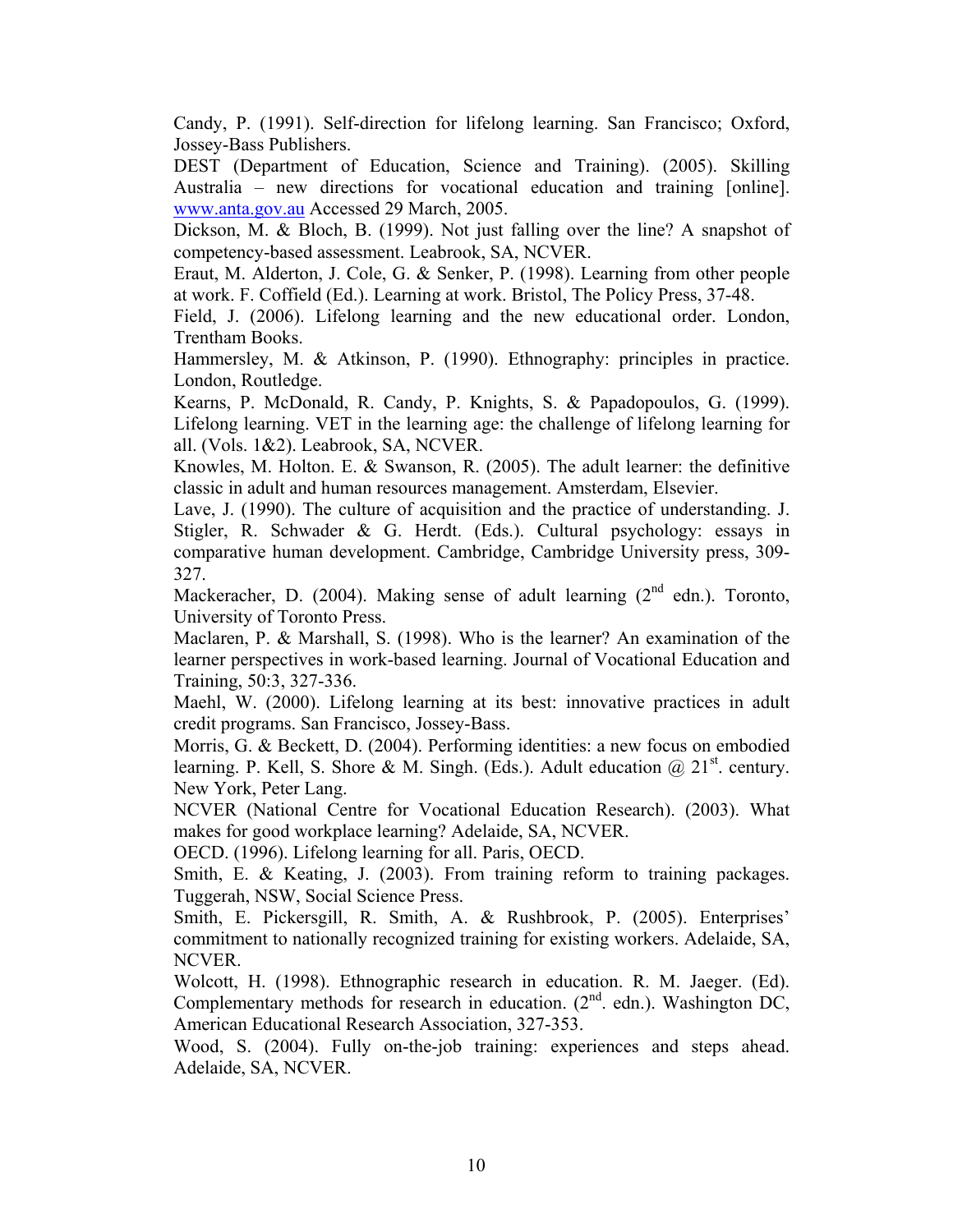Candy, P. (1991). Self-direction for lifelong learning. San Francisco; Oxford, Jossey-Bass Publishers.

DEST (Department of Education, Science and Training). (2005). Skilling Australia – new directions for vocational education and training [online]. www.anta.gov.au Accessed 29 March, 2005.

Dickson, M. & Bloch, B. (1999). Not just falling over the line? A snapshot of competency-based assessment. Leabrook, SA, NCVER.

Eraut, M. Alderton, J. Cole, G. & Senker, P. (1998). Learning from other people at work. F. Coffield (Ed.). Learning at work. Bristol, The Policy Press, 37-48.

Field, J. (2006). Lifelong learning and the new educational order. London, Trentham Books.

Hammersley, M. & Atkinson, P. (1990). Ethnography: principles in practice. London, Routledge.

Kearns, P. McDonald, R. Candy, P. Knights, S. & Papadopoulos, G. (1999). Lifelong learning. VET in the learning age: the challenge of lifelong learning for all. (Vols. 1&2). Leabrook, SA, NCVER.

Knowles, M. Holton. E. & Swanson, R. (2005). The adult learner: the definitive classic in adult and human resources management. Amsterdam, Elsevier.

Lave, J. (1990). The culture of acquisition and the practice of understanding. J. Stigler, R. Schwader & G. Herdt. (Eds.). Cultural psychology: essays in comparative human development. Cambridge, Cambridge University press, 309-327.

Mackeracher, D. (2004). Making sense of adult learning (2nd edn.). Toronto, University of Toronto Press.

Maclaren, P. & Marshall, S. (1998). Who is the learner? An examination of the learner perspectives in work-based learning. Journal of Vocational Education and Training, 50:3, 327-336.

Maehl, W. (2000). Lifelong learning at its best: innovative practices in adult credit programs. San Francisco, Jossey-Bass.

Morris, G. & Beckett, D. (2004). Performing identities: a new focus on embodied learning. P. Kell, S. Shore & M. Singh. (Eds.). Adult education @ 21st. century. New York, Peter Lang.

NCVER (National Centre for Vocational Education Research). (2003). What makes for good workplace learning? Adelaide, SA, NCVER.

OECD. (1996). Lifelong learning for all. Paris, OECD.

Smith, E. & Keating, J. (2003). From training reform to training packages. Tuggerah, NSW, Social Science Press.

Smith, E. Pickersgill, R. Smith, A. & Rushbrook, P. (2005). Enterprises' commitment to nationally recognized training for existing workers. Adelaide, SA, NCVER.

Wolcott, H. (1998). Ethnographic research in education. R. M. Jaeger. (Ed). Complementary methods for research in education. (2nd. edn.). Washington DC, American Educational Research Association, 327-353.

Wood, S. (2004). Fully on-the-job training: experiences and steps ahead. Adelaide, SA, NCVER.